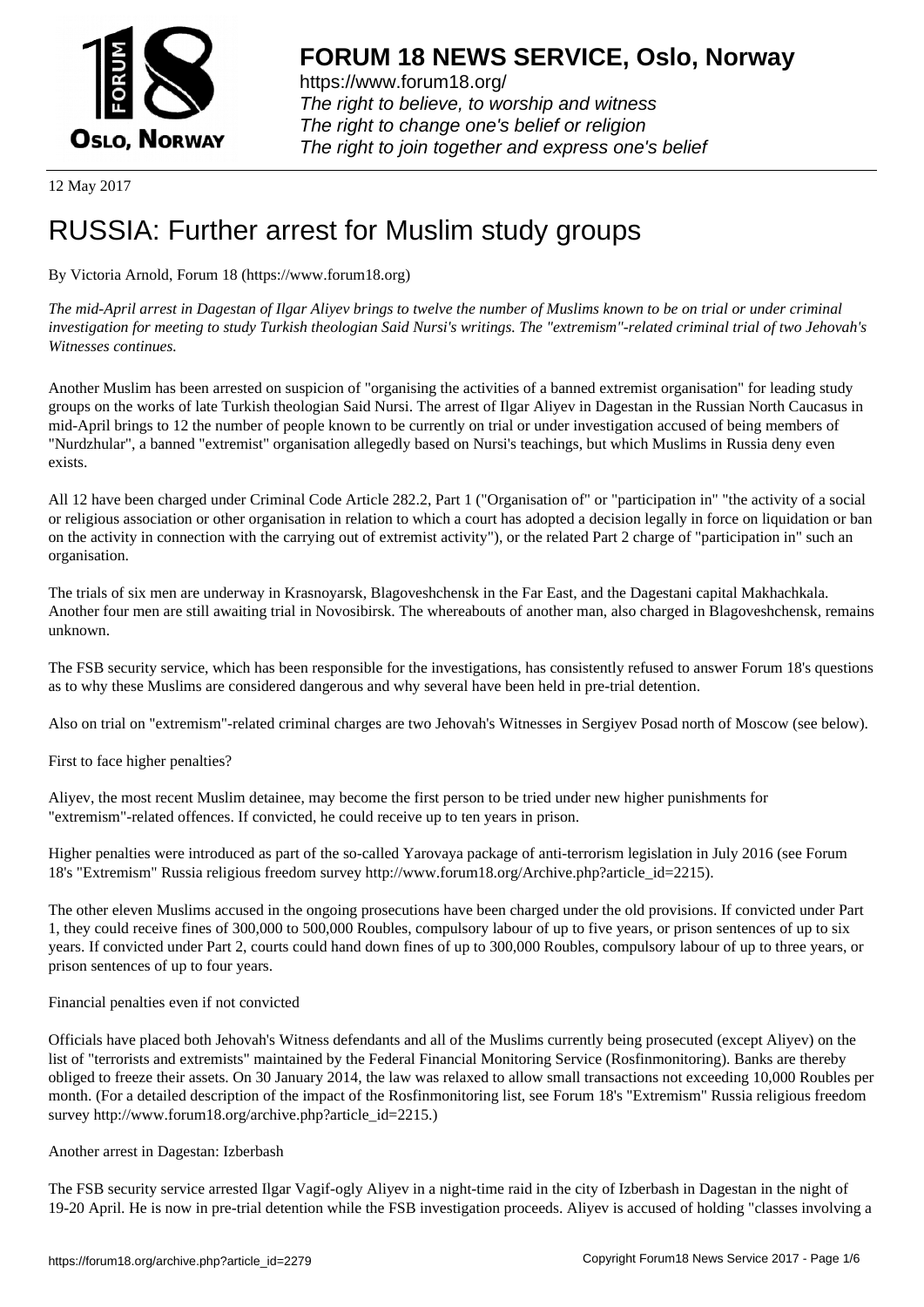# FORUM 18 NEWS SERVICE, Oslo, Norway

https://www.forum18.org/
*The right to believe, to worship and witness*
*The right to change one's belief or religion*
*The right to join together and express one's belief*

12 May 2017

# RUSSIA: Further arrest for Muslim study groups

By Victoria Arnold, Forum 18 (https://www.forum18.org)

*The mid-April arrest in Dagestan of Ilgar Aliyev brings to twelve the number of Muslims known to be on trial or under criminal investigation for meeting to study Turkish theologian Said Nursi's writings. The "extremism"-related criminal trial of two Jehovah's Witnesses continues.*

Another Muslim has been arrested on suspicion of "organising the activities of a banned extremist organisation" for leading study groups on the works of late Turkish theologian Said Nursi. The arrest of Ilgar Aliyev in Dagestan in the Russian North Caucasus in mid-April brings to 12 the number of people known to be currently on trial or under investigation accused of being members of "Nurdzhular", a banned "extremist" organisation allegedly based on Nursi's teachings, but which Muslims in Russia deny even exists.

All 12 have been charged under Criminal Code Article 282.2, Part 1 ("Organisation of" or "participation in" "the activity of a social or religious association or other organisation in relation to which a court has adopted a decision legally in force on liquidation or ban on the activity in connection with the carrying out of extremist activity"), or the related Part 2 charge of "participation in" such an organisation.

The trials of six men are underway in Krasnoyarsk, Blagoveshchensk in the Far East, and the Dagestani capital Makhachkala. Another four men are still awaiting trial in Novosibirsk. The whereabouts of another man, also charged in Blagoveshchensk, remains unknown.

The FSB security service, which has been responsible for the investigations, has consistently refused to answer Forum 18's questions as to why these Muslims are considered dangerous and why several have been held in pre-trial detention.

Also on trial on "extremism"-related criminal charges are two Jehovah's Witnesses in Sergiyev Posad north of Moscow (see below).

First to face higher penalties?

Aliyev, the most recent Muslim detainee, may become the first person to be tried under new higher punishments for "extremism"-related offences. If convicted, he could receive up to ten years in prison.

Higher penalties were introduced as part of the so-called Yarovaya package of anti-terrorism legislation in July 2016 (see Forum 18's "Extremism" Russia religious freedom survey http://www.forum18.org/Archive.php?article_id=2215).

The other eleven Muslims accused in the ongoing prosecutions have been charged under the old provisions. If convicted under Part 1, they could receive fines of 300,000 to 500,000 Roubles, compulsory labour of up to five years, or prison sentences of up to six years. If convicted under Part 2, courts could hand down fines of up to 300,000 Roubles, compulsory labour of up to three years, or prison sentences of up to four years.

Financial penalties even if not convicted

Officials have placed both Jehovah's Witness defendants and all of the Muslims currently being prosecuted (except Aliyev) on the list of "terrorists and extremists" maintained by the Federal Financial Monitoring Service (Rosfinmonitoring). Banks are thereby obliged to freeze their assets. On 30 January 2014, the law was relaxed to allow small transactions not exceeding 10,000 Roubles per month. (For a detailed description of the impact of the Rosfinmonitoring list, see Forum 18's "Extremism" Russia religious freedom survey http://www.forum18.org/archive.php?article_id=2215.)

Another arrest in Dagestan: Izberbash

The FSB security service arrested Ilgar Vagif-ogly Aliyev in a night-time raid in the city of Izberbash in Dagestan in the night of 19-20 April. He is now in pre-trial detention while the FSB investigation proceeds. Aliyev is accused of holding "classes involving a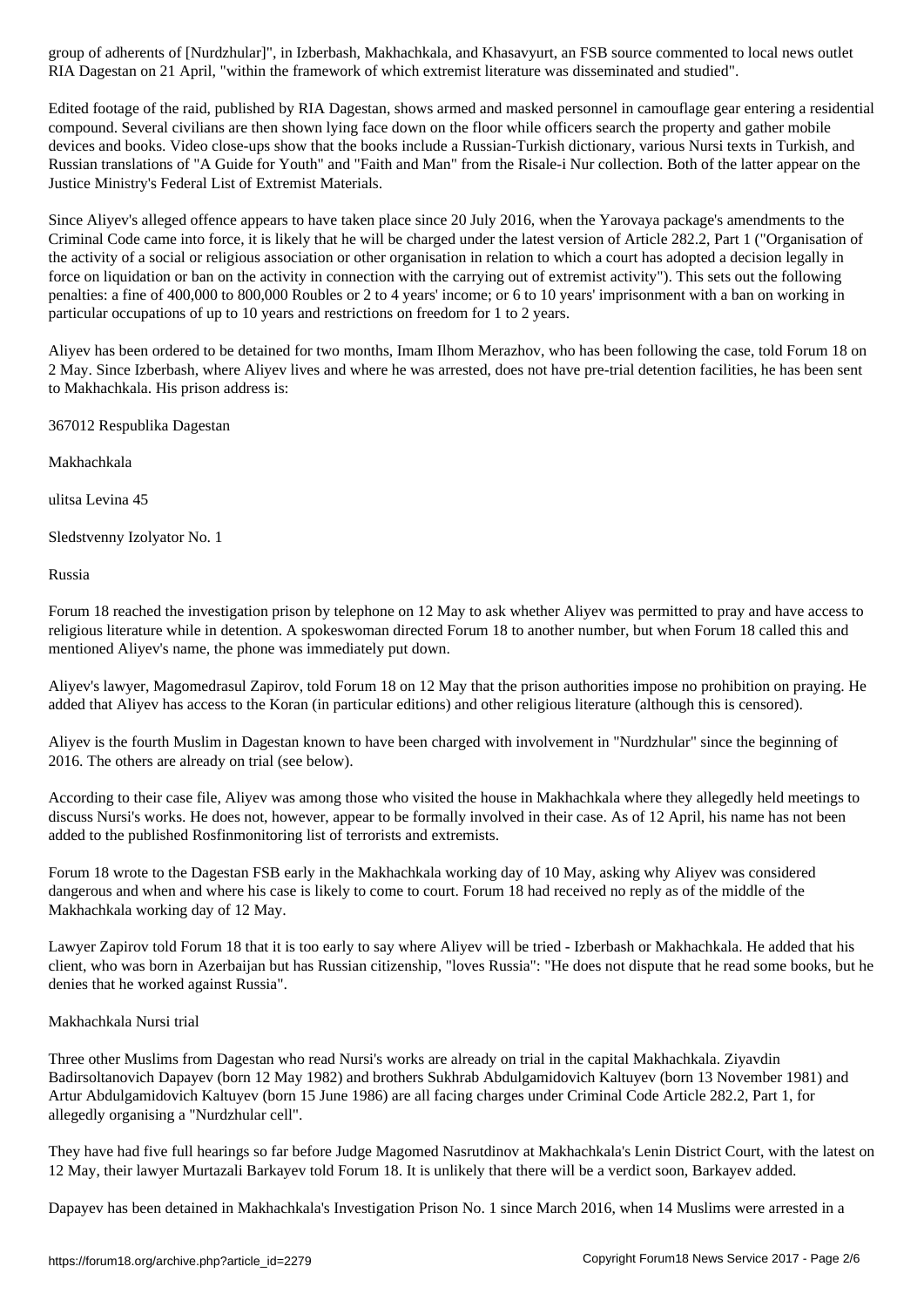group of adherents of [Nurdzhular]", in Izberbash, Makhachkala, and Khasavyurt, an FSB source commented to local news outlet RIA Dagestan on 21 April, "within the framework of which extremist literature was disseminated and studied".

Edited footage of the raid, published by RIA Dagestan, shows armed and masked personnel in camouflage gear entering a residential compound. Several civilians are then shown lying face down on the floor while officers search the property and gather mobile devices and books. Video close-ups show that the books include a Russian-Turkish dictionary, various Nursi texts in Turkish, and Russian translations of "A Guide for Youth" and "Faith and Man" from the Risale-i Nur collection. Both of the latter appear on the Justice Ministry's Federal List of Extremist Materials.

Since Aliyev's alleged offence appears to have taken place since 20 July 2016, when the Yarovaya package's amendments to the Criminal Code came into force, it is likely that he will be charged under the latest version of Article 282.2, Part 1 ("Organisation of the activity of a social or religious association or other organisation in relation to which a court has adopted a decision legally in force on liquidation or ban on the activity in connection with the carrying out of extremist activity"). This sets out the following penalties: a fine of 400,000 to 800,000 Roubles or 2 to 4 years' income; or 6 to 10 years' imprisonment with a ban on working in particular occupations of up to 10 years and restrictions on freedom for 1 to 2 years.

Aliyev has been ordered to be detained for two months, Imam Ilhom Merazhov, who has been following the case, told Forum 18 on 2 May. Since Izberbash, where Aliyev lives and where he was arrested, does not have pre-trial detention facilities, he has been sent to Makhachkala. His prison address is:

367012 Respublika Dagestan

Makhachkala

ulitsa Levina 45

Sledstvenny Izolyator No. 1

Russia

Forum 18 reached the investigation prison by telephone on 12 May to ask whether Aliyev was permitted to pray and have access to religious literature while in detention. A spokeswoman directed Forum 18 to another number, but when Forum 18 called this and mentioned Aliyev's name, the phone was immediately put down.

Aliyev's lawyer, Magomedrasul Zapirov, told Forum 18 on 12 May that the prison authorities impose no prohibition on praying. He added that Aliyev has access to the Koran (in particular editions) and other religious literature (although this is censored).

Aliyev is the fourth Muslim in Dagestan known to have been charged with involvement in "Nurdzhular" since the beginning of 2016. The others are already on trial (see below).

According to their case file, Aliyev was among those who visited the house in Makhachkala where they allegedly held meetings to discuss Nursi's works. He does not, however, appear to be formally involved in their case. As of 12 April, his name has not been added to the published Rosfinmonitoring list of terrorists and extremists.

Forum 18 wrote to the Dagestan FSB early in the Makhachkala working day of 10 May, asking why Aliyev was considered dangerous and when and where his case is likely to come to court. Forum 18 had received no reply as of the middle of the Makhachkala working day of 12 May.

Lawyer Zapirov told Forum 18 that it is too early to say where Aliyev will be tried - Izberbash or Makhachkala. He added that his client, who was born in Azerbaijan but has Russian citizenship, "loves Russia": "He does not dispute that he read some books, but he denies that he worked against Russia".

## Makhachkala Nursi trial

Three other Muslims from Dagestan who read Nursi's works are already on trial in the capital Makhachkala. Ziyavdin Badirsoltanovich Dapayev (born 12 May 1982) and brothers Sukhrab Abdulgamidovich Kaltuyev (born 13 November 1981) and Artur Abdulgamidovich Kaltuyev (born 15 June 1986) are all facing charges under Criminal Code Article 282.2, Part 1, for allegedly organising a "Nurdzhular cell".

They have had five full hearings so far before Judge Magomed Nasrutdinov at Makhachkala's Lenin District Court, with the latest on 12 May, their lawyer Murtazali Barkayev told Forum 18. It is unlikely that there will be a verdict soon, Barkayev added.

Dapayev has been detained in Makhachkala's Investigation Prison No. 1 since March 2016, when 14 Muslims were arrested in a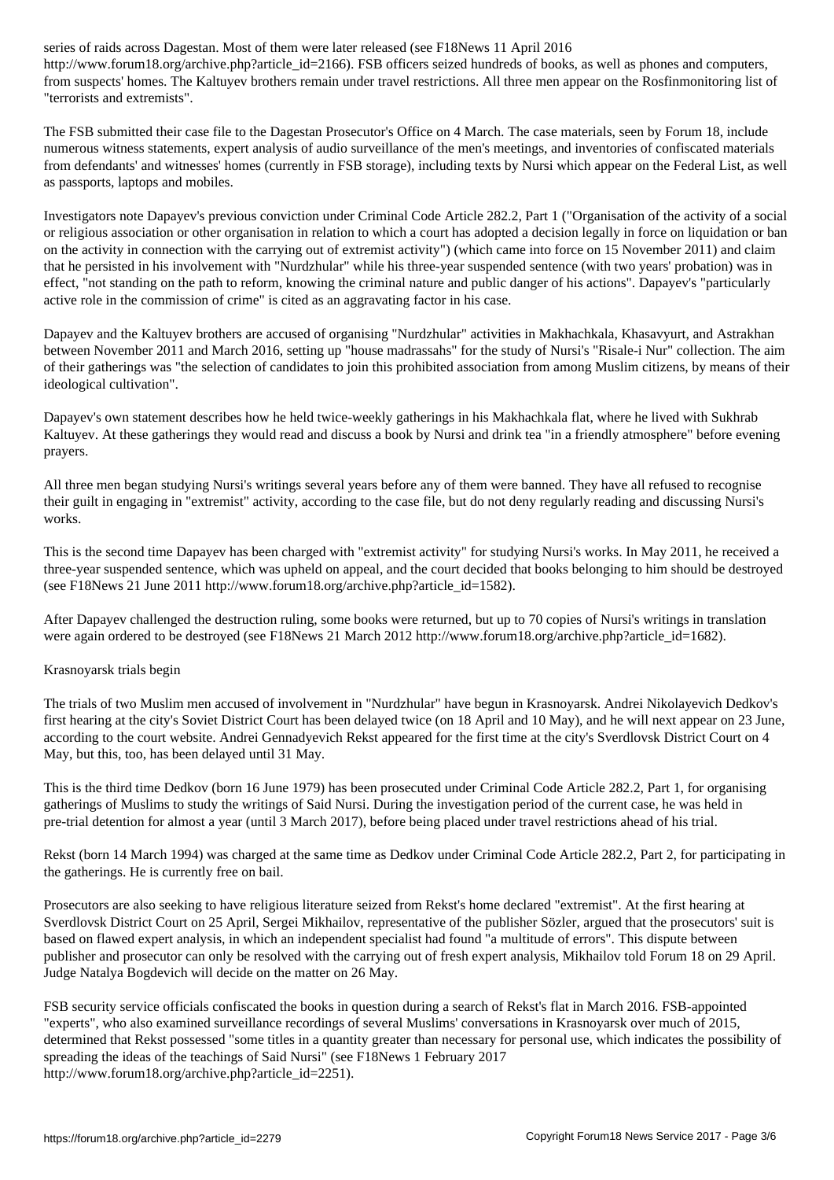series of raids across Dagestan. Most of them were later released (see F18News 11 April 2016 http://www.forum18.org/archive.php?article_id=2166). FSB officers seized hundreds of books, as well as phones and computers, from suspects' homes. The Kaltuyev brothers remain under travel restrictions. All three men appear on the Rosfinmonitoring list of "terrorists and extremists".

The FSB submitted their case file to the Dagestan Prosecutor's Office on 4 March. The case materials, seen by Forum 18, include numerous witness statements, expert analysis of audio surveillance of the men's meetings, and inventories of confiscated materials from defendants' and witnesses' homes (currently in FSB storage), including texts by Nursi which appear on the Federal List, as well as passports, laptops and mobiles.

Investigators note Dapayev's previous conviction under Criminal Code Article 282.2, Part 1 ("Organisation of the activity of a social or religious association or other organisation in relation to which a court has adopted a decision legally in force on liquidation or ban on the activity in connection with the carrying out of extremist activity") (which came into force on 15 November 2011) and claim that he persisted in his involvement with "Nurdzhular" while his three-year suspended sentence (with two years' probation) was in effect, "not standing on the path to reform, knowing the criminal nature and public danger of his actions". Dapayev's "particularly active role in the commission of crime" is cited as an aggravating factor in his case.

Dapayev and the Kaltuyev brothers are accused of organising "Nurdzhular" activities in Makhachkala, Khasavyurt, and Astrakhan between November 2011 and March 2016, setting up "house madrassahs" for the study of Nursi's "Risale-i Nur" collection. The aim of their gatherings was "the selection of candidates to join this prohibited association from among Muslim citizens, by means of their ideological cultivation".

Dapayev's own statement describes how he held twice-weekly gatherings in his Makhachkala flat, where he lived with Sukhrab Kaltuyev. At these gatherings they would read and discuss a book by Nursi and drink tea "in a friendly atmosphere" before evening prayers.

All three men began studying Nursi's writings several years before any of them were banned. They have all refused to recognise their guilt in engaging in "extremist" activity, according to the case file, but do not deny regularly reading and discussing Nursi's works.

This is the second time Dapayev has been charged with "extremist activity" for studying Nursi's works. In May 2011, he received a three-year suspended sentence, which was upheld on appeal, and the court decided that books belonging to him should be destroyed (see F18News 21 June 2011 http://www.forum18.org/archive.php?article_id=1582).

After Dapayev challenged the destruction ruling, some books were returned, but up to 70 copies of Nursi's writings in translation were again ordered to be destroyed (see F18News 21 March 2012 http://www.forum18.org/archive.php?article_id=1682).

## Krasnoyarsk trials begin

The trials of two Muslim men accused of involvement in "Nurdzhular" have begun in Krasnoyarsk. Andrei Nikolayevich Dedkov's first hearing at the city's Soviet District Court has been delayed twice (on 18 April and 10 May), and he will next appear on 23 June, according to the court website. Andrei Gennadyevich Rekst appeared for the first time at the city's Sverdlovsk District Court on 4 May, but this, too, has been delayed until 31 May.

This is the third time Dedkov (born 16 June 1979) has been prosecuted under Criminal Code Article 282.2, Part 1, for organising gatherings of Muslims to study the writings of Said Nursi. During the investigation period of the current case, he was held in pre-trial detention for almost a year (until 3 March 2017), before being placed under travel restrictions ahead of his trial.

Rekst (born 14 March 1994) was charged at the same time as Dedkov under Criminal Code Article 282.2, Part 2, for participating in the gatherings. He is currently free on bail.

Prosecutors are also seeking to have religious literature seized from Rekst's home declared "extremist". At the first hearing at Sverdlovsk District Court on 25 April, Sergei Mikhailov, representative of the publisher Sözler, argued that the prosecutors' suit is based on flawed expert analysis, in which an independent specialist had found "a multitude of errors". This dispute between publisher and prosecutor can only be resolved with the carrying out of fresh expert analysis, Mikhailov told Forum 18 on 29 April. Judge Natalya Bogdevich will decide on the matter on 26 May.

FSB security service officials confiscated the books in question during a search of Rekst's flat in March 2016. FSB-appointed "experts", who also examined surveillance recordings of several Muslims' conversations in Krasnoyarsk over much of 2015, determined that Rekst possessed "some titles in a quantity greater than necessary for personal use, which indicates the possibility of spreading the ideas of the teachings of Said Nursi" (see F18News 1 February 2017 http://www.forum18.org/archive.php?article_id=2251).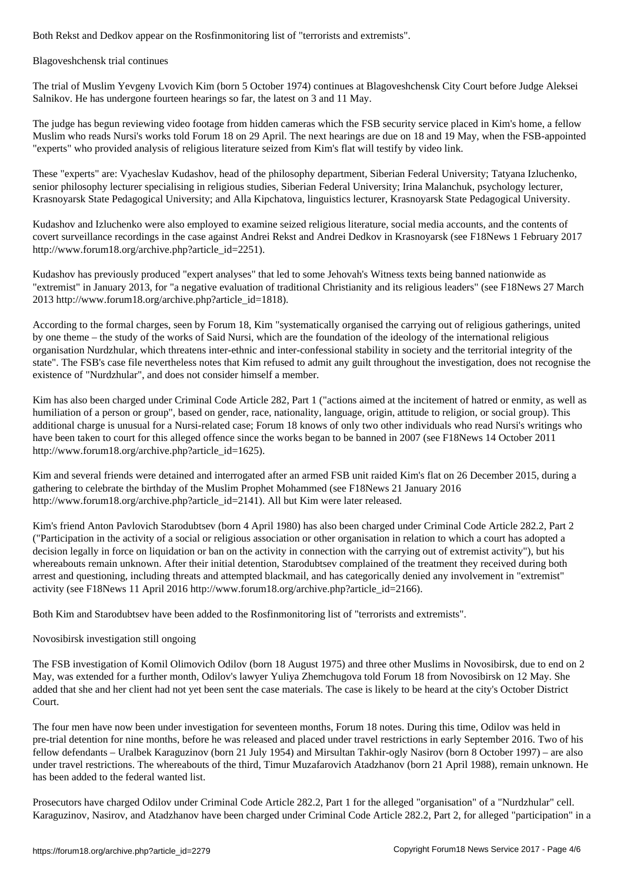Both Rekst and Dedkov appear on the Rosfinmonitoring list of "terrorists and extremists".

## Blagoveshchensk trial continues

The trial of Muslim Yevgeny Lvovich Kim (born 5 October 1974) continues at Blagoveshchensk City Court before Judge Aleksei Salnikov. He has undergone fourteen hearings so far, the latest on 3 and 11 May.

The judge has begun reviewing video footage from hidden cameras which the FSB security service placed in Kim's home, a fellow Muslim who reads Nursi's works told Forum 18 on 29 April. The next hearings are due on 18 and 19 May, when the FSB-appointed "experts" who provided analysis of religious literature seized from Kim's flat will testify by video link.

These "experts" are: Vyacheslav Kudashov, head of the philosophy department, Siberian Federal University; Tatyana Izluchenko, senior philosophy lecturer specialising in religious studies, Siberian Federal University; Irina Malanchuk, psychology lecturer, Krasnoyarsk State Pedagogical University; and Alla Kipchatova, linguistics lecturer, Krasnoyarsk State Pedagogical University.

Kudashov and Izluchenko were also employed to examine seized religious literature, social media accounts, and the contents of covert surveillance recordings in the case against Andrei Rekst and Andrei Dedkov in Krasnoyarsk (see F18News 1 February 2017 http://www.forum18.org/archive.php?article_id=2251).

Kudashov has previously produced "expert analyses" that led to some Jehovah's Witness texts being banned nationwide as "extremist" in January 2013, for "a negative evaluation of traditional Christianity and its religious leaders" (see F18News 27 March 2013 http://www.forum18.org/archive.php?article_id=1818).

According to the formal charges, seen by Forum 18, Kim "systematically organised the carrying out of religious gatherings, united by one theme – the study of the works of Said Nursi, which are the foundation of the ideology of the international religious organisation Nurdzhular, which threatens inter-ethnic and inter-confessional stability in society and the territorial integrity of the state". The FSB's case file nevertheless notes that Kim refused to admit any guilt throughout the investigation, does not recognise the existence of "Nurdzhular", and does not consider himself a member.

Kim has also been charged under Criminal Code Article 282, Part 1 ("actions aimed at the incitement of hatred or enmity, as well as humiliation of a person or group", based on gender, race, nationality, language, origin, attitude to religion, or social group). This additional charge is unusual for a Nursi-related case; Forum 18 knows of only two other individuals who read Nursi's writings who have been taken to court for this alleged offence since the works began to be banned in 2007 (see F18News 14 October 2011 http://www.forum18.org/archive.php?article_id=1625).

Kim and several friends were detained and interrogated after an armed FSB unit raided Kim's flat on 26 December 2015, during a gathering to celebrate the birthday of the Muslim Prophet Mohammed (see F18News 21 January 2016 http://www.forum18.org/archive.php?article_id=2141). All but Kim were later released.

Kim's friend Anton Pavlovich Starodubtsev (born 4 April 1980) has also been charged under Criminal Code Article 282.2, Part 2 ("Participation in the activity of a social or religious association or other organisation in relation to which a court has adopted a decision legally in force on liquidation or ban on the activity in connection with the carrying out of extremist activity"), but his whereabouts remain unknown. After their initial detention, Starodubtsev complained of the treatment they received during both arrest and questioning, including threats and attempted blackmail, and has categorically denied any involvement in "extremist" activity (see F18News 11 April 2016 http://www.forum18.org/archive.php?article_id=2166).

Both Kim and Starodubtsev have been added to the Rosfinmonitoring list of "terrorists and extremists".

## Novosibirsk investigation still ongoing

The FSB investigation of Komil Olimovich Odilov (born 18 August 1975) and three other Muslims in Novosibirsk, due to end on 2 May, was extended for a further month, Odilov's lawyer Yuliya Zhemchugova told Forum 18 from Novosibirsk on 12 May. She added that she and her client had not yet been sent the case materials. The case is likely to be heard at the city's October District Court.

The four men have now been under investigation for seventeen months, Forum 18 notes. During this time, Odilov was held in pre-trial detention for nine months, before he was released and placed under travel restrictions in early September 2016. Two of his fellow defendants – Uralbek Karaguzinov (born 21 July 1954) and Mirsultan Takhir-ogly Nasirov (born 8 October 1997) – are also under travel restrictions. The whereabouts of the third, Timur Muzafarovich Atadzhanov (born 21 April 1988), remain unknown. He has been added to the federal wanted list.

Prosecutors have charged Odilov under Criminal Code Article 282.2, Part 1 for the alleged "organisation" of a "Nurdzhular" cell. Karaguzinov, Nasirov, and Atadzhanov have been charged under Criminal Code Article 282.2, Part 2, for alleged "participation" in a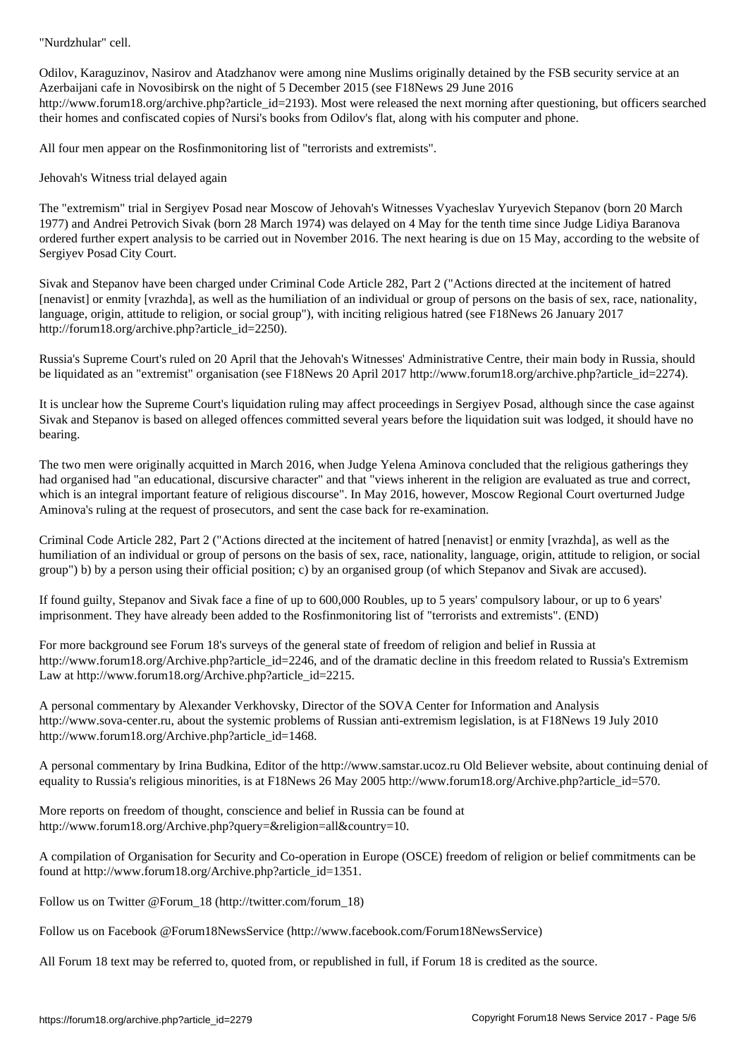"Nurdzhular" cell.

Odilov, Karaguzinov, Nasirov and Atadzhanov were among nine Muslims originally detained by the FSB security service at an Azerbaijani cafe in Novosibirsk on the night of 5 December 2015 (see F18News 29 June 2016 http://www.forum18.org/archive.php?article_id=2193). Most were released the next morning after questioning, but officers searched their homes and confiscated copies of Nursi's books from Odilov's flat, along with his computer and phone.

All four men appear on the Rosfinmonitoring list of "terrorists and extremists".

## Jehovah's Witness trial delayed again

The "extremism" trial in Sergiyev Posad near Moscow of Jehovah's Witnesses Vyacheslav Yuryevich Stepanov (born 20 March 1977) and Andrei Petrovich Sivak (born 28 March 1974) was delayed on 4 May for the tenth time since Judge Lidiya Baranova ordered further expert analysis to be carried out in November 2016. The next hearing is due on 15 May, according to the website of Sergiyev Posad City Court.

Sivak and Stepanov have been charged under Criminal Code Article 282, Part 2 ("Actions directed at the incitement of hatred [nenavist] or enmity [vrazhda], as well as the humiliation of an individual or group of persons on the basis of sex, race, nationality, language, origin, attitude to religion, or social group"), with inciting religious hatred (see F18News 26 January 2017 http://forum18.org/archive.php?article_id=2250).

Russia's Supreme Court's ruled on 20 April that the Jehovah's Witnesses' Administrative Centre, their main body in Russia, should be liquidated as an "extremist" organisation (see F18News 20 April 2017 http://www.forum18.org/archive.php?article_id=2274).

It is unclear how the Supreme Court's liquidation ruling may affect proceedings in Sergiyev Posad, although since the case against Sivak and Stepanov is based on alleged offences committed several years before the liquidation suit was lodged, it should have no bearing.

The two men were originally acquitted in March 2016, when Judge Yelena Aminova concluded that the religious gatherings they had organised had "an educational, discursive character" and that "views inherent in the religion are evaluated as true and correct, which is an integral important feature of religious discourse". In May 2016, however, Moscow Regional Court overturned Judge Aminova's ruling at the request of prosecutors, and sent the case back for re-examination.

Criminal Code Article 282, Part 2 ("Actions directed at the incitement of hatred [nenavist] or enmity [vrazhda], as well as the humiliation of an individual or group of persons on the basis of sex, race, nationality, language, origin, attitude to religion, or social group") b) by a person using their official position; c) by an organised group (of which Stepanov and Sivak are accused).

If found guilty, Stepanov and Sivak face a fine of up to 600,000 Roubles, up to 5 years' compulsory labour, or up to 6 years' imprisonment. They have already been added to the Rosfinmonitoring list of "terrorists and extremists". (END)

For more background see Forum 18's surveys of the general state of freedom of religion and belief in Russia at http://www.forum18.org/Archive.php?article_id=2246, and of the dramatic decline in this freedom related to Russia's Extremism Law at http://www.forum18.org/Archive.php?article_id=2215.

A personal commentary by Alexander Verkhovsky, Director of the SOVA Center for Information and Analysis http://www.sova-center.ru, about the systemic problems of Russian anti-extremism legislation, is at F18News 19 July 2010 http://www.forum18.org/Archive.php?article_id=1468.

A personal commentary by Irina Budkina, Editor of the http://www.samstar.ucoz.ru Old Believer website, about continuing denial of equality to Russia's religious minorities, is at F18News 26 May 2005 http://www.forum18.org/Archive.php?article_id=570.

More reports on freedom of thought, conscience and belief in Russia can be found at http://www.forum18.org/Archive.php?query=&religion=all&country=10.

A compilation of Organisation for Security and Co-operation in Europe (OSCE) freedom of religion or belief commitments can be found at http://www.forum18.org/Archive.php?article_id=1351.

Follow us on Twitter @Forum_18 (http://twitter.com/forum_18)

Follow us on Facebook @Forum18NewsService (http://www.facebook.com/Forum18NewsService)

All Forum 18 text may be referred to, quoted from, or republished in full, if Forum 18 is credited as the source.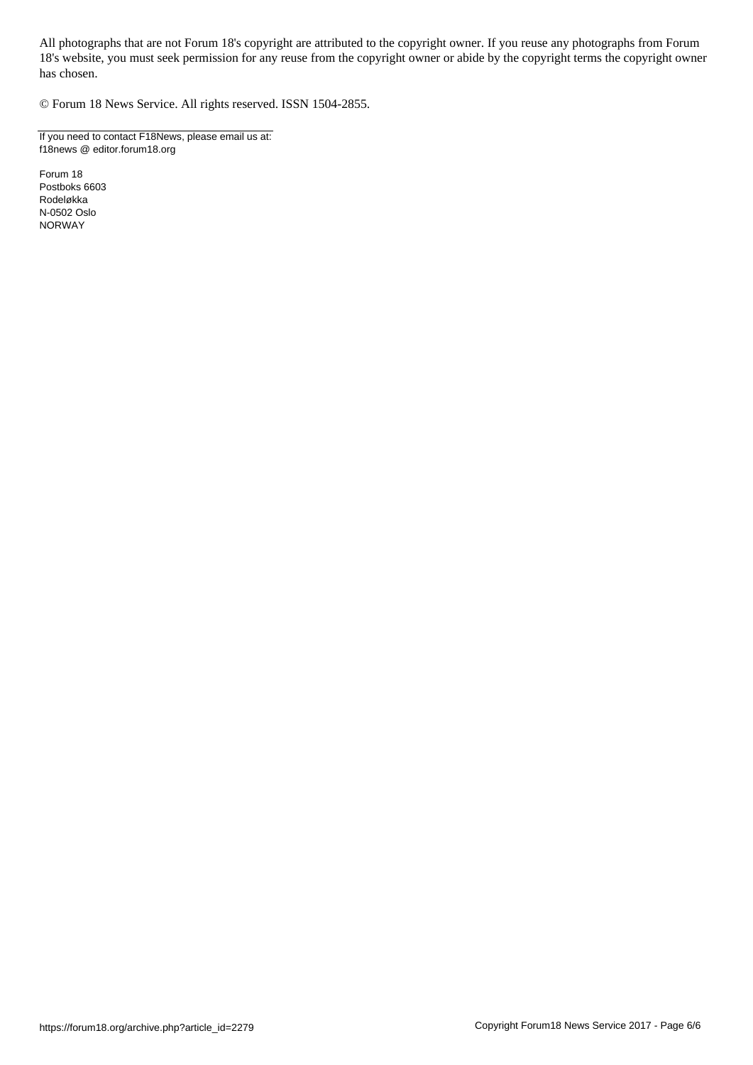All photographs that are not Forum 18's copyright are attributed to the copyright owner. If you reuse any photographs from Forum 18's website, you must seek permission for any reuse from the copyright owner or abide by the copyright terms the copyright owner has chosen.

© Forum 18 News Service. All rights reserved. ISSN 1504-2855.

---

If you need to contact F18News, please email us at:
f18news @ editor.forum18.org

Forum 18
Postboks 6603
Rodeløkka
N-0502 Oslo
NORWAY